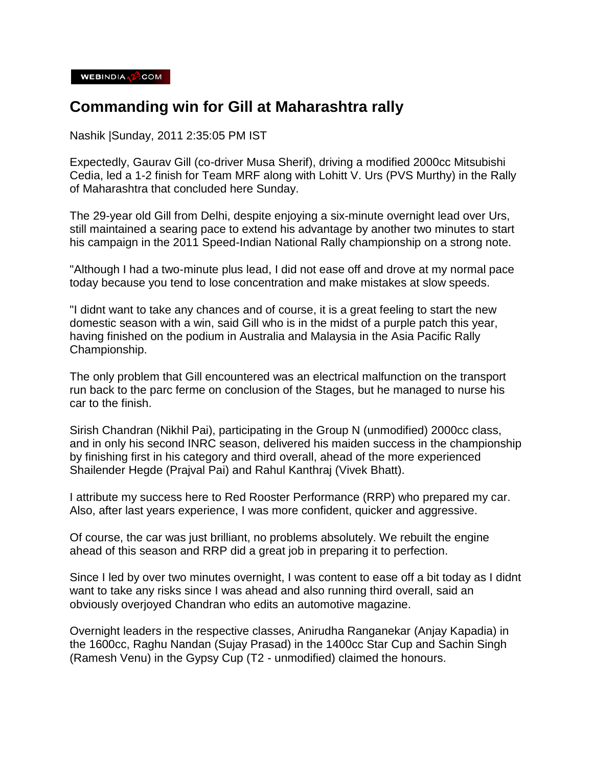WEBINDIA123.COM

# Commanding win for Gill at Maharashtra rally

Nashik |Sunday, 2011 2:35:05 PM IST

Expectedly, Gaurav Gill (co-driver Musa Sherif), driving a modified 2000cc Mitsubishi Cedia, led a 1-2 finish for Team MRF along with Lohitt V. Urs (PVS Murthy) in the Rally of Maharashtra that concluded here Sunday.

The 29-year old Gill from Delhi, despite enjoying a six-minute overnight lead over Urs, still maintained a searing pace to extend his advantage by another two minutes to start his campaign in the 2011 Speed-Indian National Rally championship on a strong note.

"Although I had a two-minute plus lead, I did not ease off and drove at my normal pace today because you tend to lose concentration and make mistakes at slow speeds.

"I didnt want to take any chances and of course, it is a great feeling to start the new domestic season with a win, said Gill who is in the midst of a purple patch this year, having finished on the podium in Australia and Malaysia in the Asia Pacific Rally Championship.

The only problem that Gill encountered was an electrical malfunction on the transport run back to the parc ferme on conclusion of the Stages, but he managed to nurse his car to the finish.

Sirish Chandran (Nikhil Pai), participating in the Group N (unmodified) 2000cc class, and in only his second INRC season, delivered his maiden success in the championship by finishing first in his category and third overall, ahead of the more experienced Shailender Hegde (Prajval Pai) and Rahul Kanthraj (Vivek Bhatt).

I attribute my success here to Red Rooster Performance (RRP) who prepared my car. Also, after last years experience, I was more confident, quicker and aggressive.

Of course, the car was just brilliant, no problems absolutely. We rebuilt the engine ahead of this season and RRP did a great job in preparing it to perfection.

Since I led by over two minutes overnight, I was content to ease off a bit today as I didnt want to take any risks since I was ahead and also running third overall, said an obviously overjoyed Chandran who edits an automotive magazine.

Overnight leaders in the respective classes, Anirudha Ranganekar (Anjay Kapadia) in the 1600cc, Raghu Nandan (Sujay Prasad) in the 1400cc Star Cup and Sachin Singh (Ramesh Venu) in the Gypsy Cup (T2 - unmodified) claimed the honours.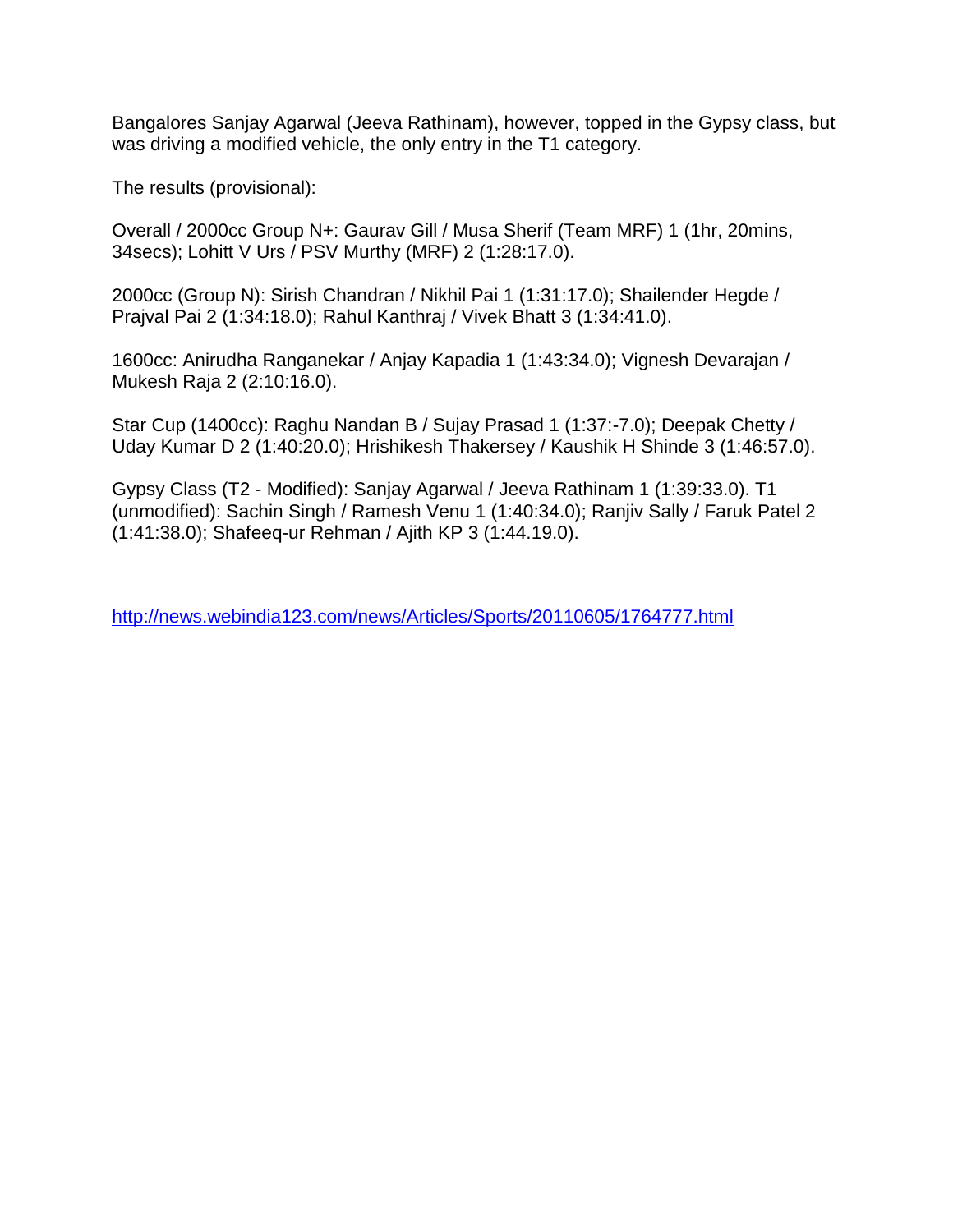Bangalores Sanjay Agarwal (Jeeva Rathinam), however, topped in the Gypsy class, but was driving a modified vehicle, the only entry in the T1 category.

The results (provisional):

Overall / 2000cc Group N+: Gaurav Gill / Musa Sherif (Team MRF) 1 (1hr, 20mins, 34secs); Lohitt V Urs / PSV Murthy (MRF) 2 (1:28:17.0).

2000cc (Group N): Sirish Chandran / Nikhil Pai 1 (1:31:17.0); Shailender Hegde / Prajval Pai 2 (1:34:18.0); Rahul Kanthraj / Vivek Bhatt 3 (1:34:41.0).

1600cc: Anirudha Ranganekar / Anjay Kapadia 1 (1:43:34.0); Vignesh Devarajan / Mukesh Raja 2 (2:10:16.0).

Star Cup (1400cc): Raghu Nandan B / Sujay Prasad 1 (1:37:-7.0); Deepak Chetty / Uday Kumar D 2 (1:40:20.0); Hrishikesh Thakersey / Kaushik H Shinde 3 (1:46:57.0).

Gypsy Class (T2 - Modified): Sanjay Agarwal / Jeeva Rathinam 1 (1:39:33.0). T1 (unmodified): Sachin Singh / Ramesh Venu 1 (1:40:34.0); Ranjiv Sally / Faruk Patel 2 (1:41:38.0); Shafeeq-ur Rehman / Ajith KP 3 (1:44.19.0).

http://news.webindia123.com/news/Articles/Sports/20110605/1764777.html